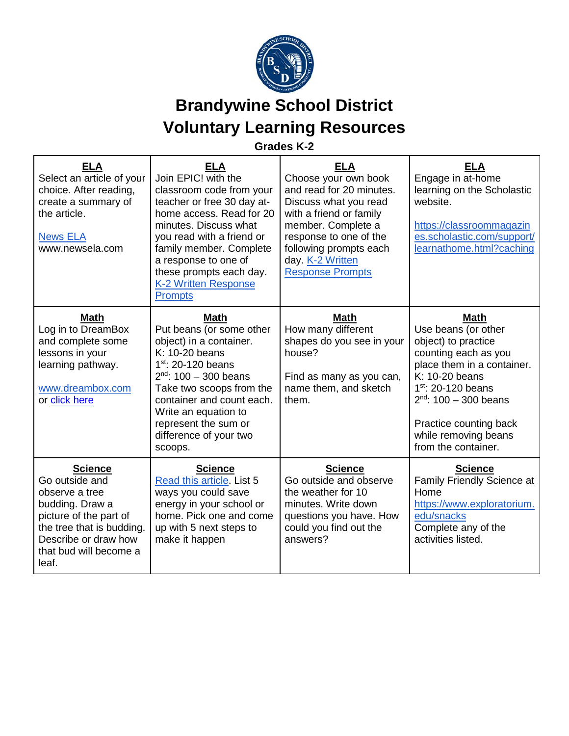# Brandywine School District
# Voluntary Learning Resources

**Grades K-2**

| **ELA** | **ELA** | **ELA** | **ELA** |
|---|---|---|---|
| Select an article of your choice. After reading, create a summary of the article.<br><br>News ELA<br>www.newsela.com | Join EPIC! with the classroom code from your teacher or free 30 day at-home access. Read for 20 minutes. Discuss what you read with a friend or family member. Complete a response to one of these prompts each day. K-2 Written Response Prompts | Choose your own book and read for 20 minutes. Discuss what you read with a friend or family member. Complete a response to one of the following prompts each day. K-2 Written Response Prompts | Engage in at-home learning on the Scholastic website.<br><br>https://classroommagazines.scholastic.com/support/learnathome.html?caching |
| **Math**<br>Log in to DreamBox and complete some lessons in your learning pathway.<br><br>www.dreambox.com<br>or click here | **Math**<br>Put beans (or some other object) in a container.<br>K: 10-20 beans<br>1st: 20-120 beans<br>2nd: 100 – 300 beans<br>Take two scoops from the container and count each. Write an equation to represent the sum or difference of your two scoops. | **Math**<br>How many different shapes do you see in your house?<br><br>Find as many as you can, name them, and sketch them. | **Math**<br>Use beans (or other object) to practice counting each as you place them in a container.<br>K: 10-20 beans<br>1st: 20-120 beans<br>2nd: 100 – 300 beans<br><br>Practice counting back while removing beans from the container. |
| **Science**<br>Go outside and observe a tree budding. Draw a picture of the part of the tree that is budding. Describe or draw how that bud will become a leaf. | **Science**<br>Read this article. List 5 ways you could save energy in your school or home. Pick one and come up with 5 next steps to make it happen | **Science**<br>Go outside and observe the weather for 10 minutes. Write down questions you have. How could you find out the answers? | **Science**<br>Family Friendly Science at Home<br>https://www.exploratorium.edu/snacks<br>Complete any of the activities listed. |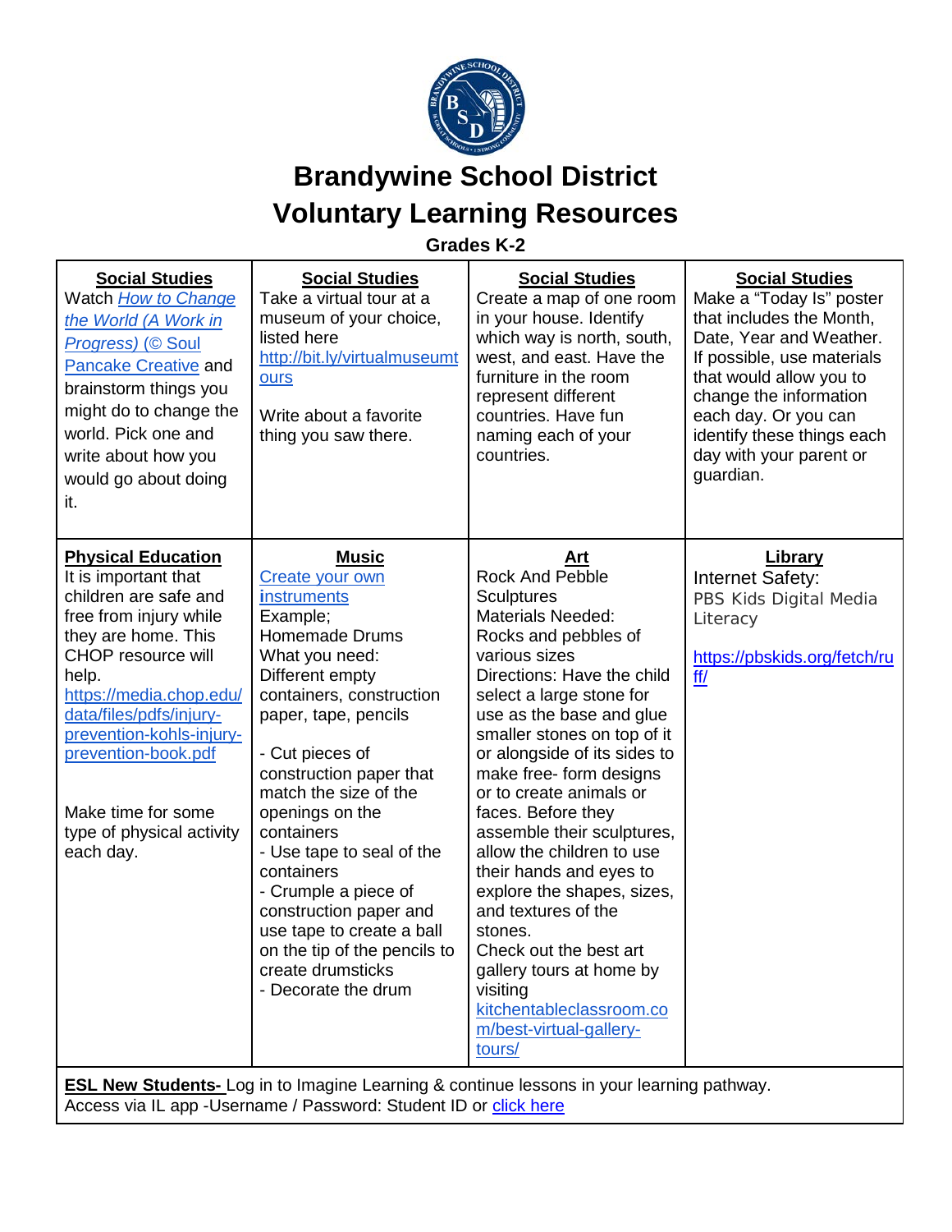# Brandywine School District
# Voluntary Learning Resources

**Grades K-2**

| | | | |
|---|---|---|---|
| **Social Studies** Watch *How to Change the World (A Work in Progress)* (© Soul Pancake Creative and brainstorm things you might do to change the world. Pick one and write about how you would go about doing it. | **Social Studies** Take a virtual tour at a museum of your choice, listed here http://bit.ly/virtualmuseumtours Write about a favorite thing you saw there. | **Social Studies** Create a map of one room in your house. Identify which way is north, south, west, and east. Have the furniture in the room represent different countries. Have fun naming each of your countries. | **Social Studies** Make a "Today Is" poster that includes the Month, Date, Year and Weather. If possible, use materials that would allow you to change the information each day. Or you can identify these things each day with your parent or guardian. |
| **Physical Education** It is important that children are safe and free from injury while they are home. This CHOP resource will help. https://media.chop.edu/data/files/pdfs/injury-prevention-kohls-injury-prevention-book.pdf Make time for some type of physical activity each day. | **Music** Create your own instruments Example; Homemade Drums What you need: Different empty containers, construction paper, tape, pencils - Cut pieces of construction paper that match the size of the openings on the containers - Use tape to seal of the containers - Crumple a piece of construction paper and use tape to create a ball on the tip of the pencils to create drumsticks - Decorate the drum | **Art** Rock And Pebble Sculptures Materials Needed: Rocks and pebbles of various sizes Directions: Have the child select a large stone for use as the base and glue smaller stones on top of it or alongside of its sides to make free- form designs or to create animals or faces. Before they assemble their sculptures, allow the children to use their hands and eyes to explore the shapes, sizes, and textures of the stones. Check out the best art gallery tours at home by visiting kitchentableclassroom.com/best-virtual-gallery-tours/ | **Library** Internet Safety: PBS Kids Digital Media Literacy https://pbskids.org/fetch/ruff/ |

**ESL New Students-** Log in to Imagine Learning & continue lessons in your learning pathway. Access via IL app -Username / Password: Student ID or click here